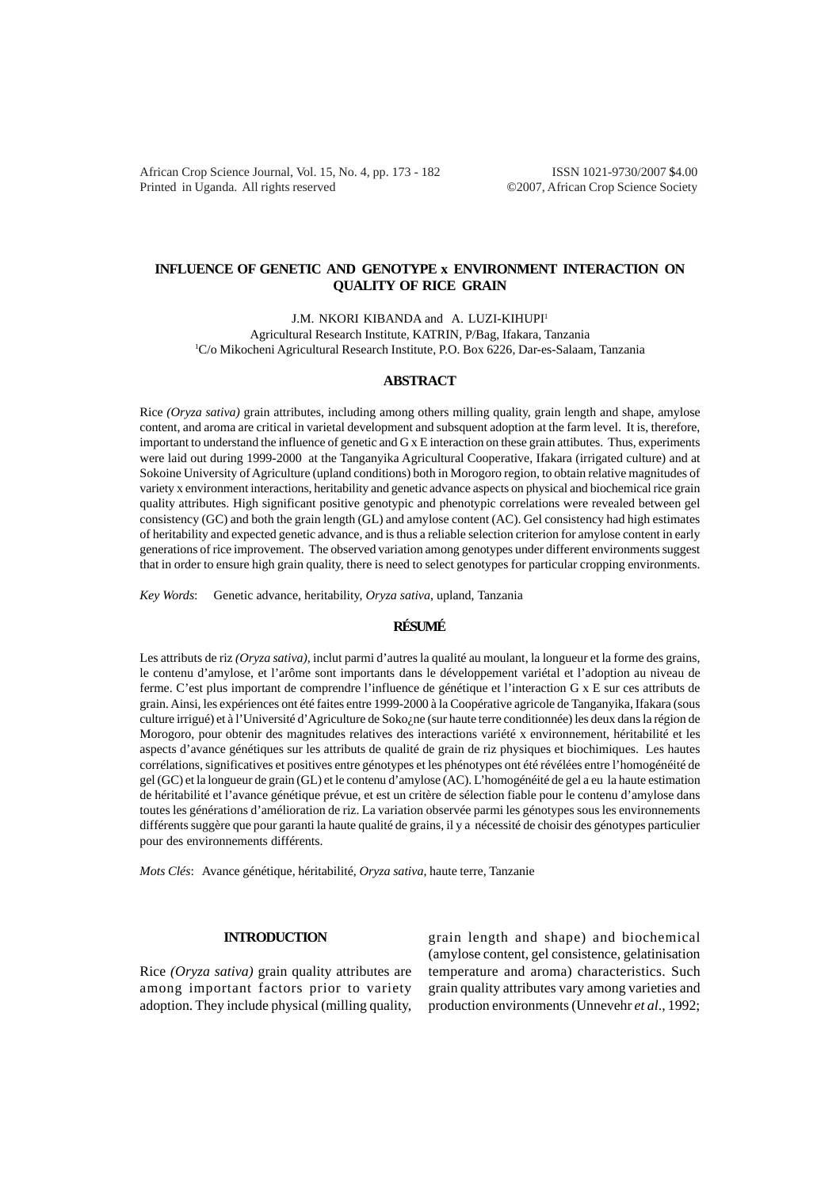# INFLUENCE OF GENETIC AND GENOTYPE x ENVIRONMENT INTERACTION ON QUALITY OF RICE GRAIN

J.M. NKORI KIBANDA and A. LUZI-KIHUPI[1]

Agricultural Research Institute, KATRIN, P/Bag, Ifakara, Tanzania

[1]C/o Mikocheni Agricultural Research Institute, P.O. Box 6226, Dar-es-Salaam, Tanzania

## ABSTRACT

Rice *(Oryza sativa)* grain attributes, including among others milling quality, grain length and shape, amylose content, and aroma are critical in varietal development and subsequent adoption at the farm level. It is, therefore, important to understand the influence of genetic and G x E interaction on these grain attibutes. Thus, experiments were laid out during 1999-2000 at the Tanganyika Agricultural Cooperative, Ifakara (irrigated culture) and at Sokoine University of Agriculture (upland conditions) both in Morogoro region, to obtain relative magnitudes of variety x environment interactions, heritability and genetic advance aspects on physical and biochemical rice grain quality attributes. High significant positive genotypic and phenotypic correlations were revealed between gel consistency (GC) and both the grain length (GL) and amylose content (AC). Gel consistency had high estimates of heritability and expected genetic advance, and is thus a reliable selection criterion for amylose content in early generations of rice improvement. The observed variation among genotypes under different environments suggest that in order to ensure high grain quality, there is need to select genotypes for particular cropping environments.

*Key Words*: Genetic advance, heritability, *Oryza sativa*, upland, Tanzania

## RÉSUMÉ

Les attributs de riz *(Oryza sativa)*, inclut parmi d'autres la qualité au moulant, la longueur et la forme des grains, le contenu d'amylose, et l'arôme sont importants dans le développement variétal et l'adoption au niveau de ferme. C'est plus important de comprendre l'influence de génétique et l'interaction G x E sur ces attributs de grain. Ainsi, les expériences ont été faites entre 1999-2000 à la Coopérative agricole de Tanganyika, Ifakara (sous culture irrigué) et à l'Université d'Agriculture de Soko¿ne (sur haute terre conditionnée) les deux dans la région de Morogoro, pour obtenir des magnitudes relatives des interactions variété x environnement, héritabilité et les aspects d'avance génétiques sur les attributs de qualité de grain de riz physiques et biochimiques. Les hautes corrélations, significatives et positives entre génotypes et les phénotypes ont été révélées entre l'homogénéité de gel (GC) et la longueur de grain (GL) et le contenu d'amylose (AC). L'homogénéité de gel a eu la haute estimation de héritabilité et l'avance génétique prévue, et est un critère de sélection fiable pour le contenu d'amylose dans toutes les générations d'amélioration de riz. La variation observée parmi les génotypes sous les environnements différents suggère que pour garanti la haute qualité de grains, il y a nécessité de choisir des génotypes particulier pour des environnements différents.

*Mots Clés*: Avance génétique, héritabilité, *Oryza sativa*, haute terre, Tanzanie

## INTRODUCTION

Rice *(Oryza sativa)* grain quality attributes are among important factors prior to variety adoption. They include physical (milling quality, grain length and shape) and biochemical (amylose content, gel consistence, gelatinisation temperature and aroma) characteristics. Such grain quality attributes vary among varieties and production environments (Unnevehr *et al*., 1992;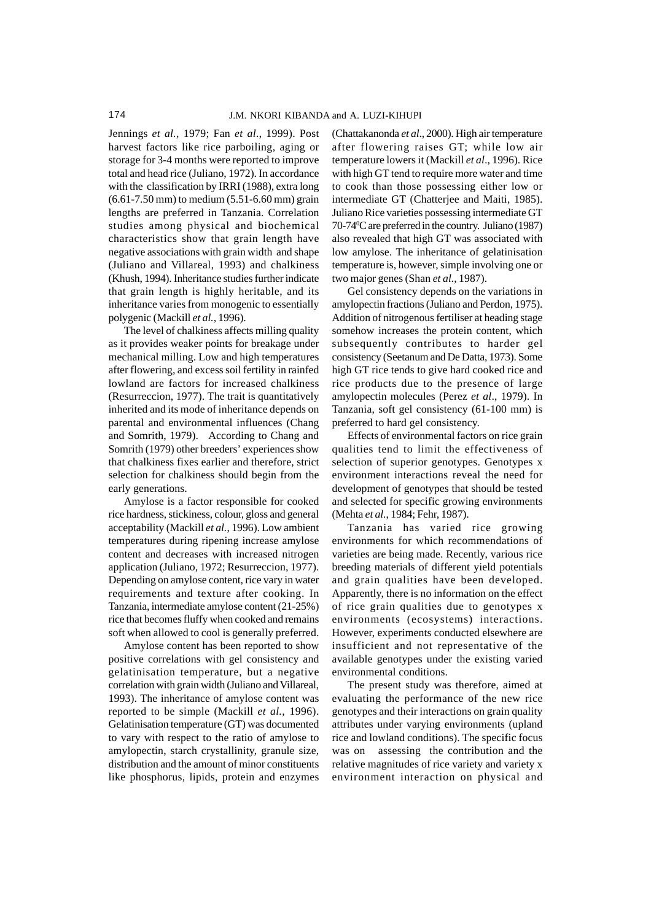Jennings *et al.,* 1979; Fan *et al*., 1999). Post harvest factors like rice parboiling, aging or storage for 3-4 months were reported to improve total and head rice (Juliano, 1972). In accordance with the classification by IRRI (1988), extra long (6.61-7.50 mm) to medium (5.51-6.60 mm) grain lengths are preferred in Tanzania. Correlation studies among physical and biochemical characteristics show that grain length have negative associations with grain width and shape (Juliano and Villareal, 1993) and chalkiness (Khush, 1994). Inheritance studies further indicate that grain length is highly heritable, and its inheritance varies from monogenic to essentially polygenic (Mackill *et al.,* 1996).

The level of chalkiness affects milling quality as it provides weaker points for breakage under mechanical milling. Low and high temperatures after flowering, and excess soil fertility in rainfed lowland are factors for increased chalkiness (Resurreccion, 1977). The trait is quantitatively inherited and its mode of inheritance depends on parental and environmental influences (Chang and Somrith, 1979). According to Chang and Somrith (1979) other breeders' experiences show that chalkiness fixes earlier and therefore, strict selection for chalkiness should begin from the early generations.

Amylose is a factor responsible for cooked rice hardness, stickiness, colour, gloss and general acceptability (Mackill *et al.*, 1996). Low ambient temperatures during ripening increase amylose content and decreases with increased nitrogen application (Juliano, 1972; Resurreccion, 1977). Depending on amylose content, rice vary in water requirements and texture after cooking. In Tanzania, intermediate amylose content (21-25%) rice that becomes fluffy when cooked and remains soft when allowed to cool is generally preferred.

Amylose content has been reported to show positive correlations with gel consistency and gelatinisation temperature, but a negative correlation with grain width (Juliano and Villareal, 1993). The inheritance of amylose content was reported to be simple (Mackill *et al.,* 1996). Gelatinisation temperature (GT) was documented to vary with respect to the ratio of amylose to amylopectin, starch crystallinity, granule size, distribution and the amount of minor constituents like phosphorus, lipids, protein and enzymes (Chattakanonda *et al*., 2000). High air temperature after flowering raises GT; while low air temperature lowers it (Mackill *et al*., 1996). Rice with high GT tend to require more water and time to cook than those possessing either low or intermediate GT (Chatterjee and Maiti, 1985). Juliano Rice varieties possessing intermediate GT 70-74$^{0}$C are preferred in the country. Juliano (1987) also revealed that high GT was associated with low amylose. The inheritance of gelatinisation temperature is, however, simple involving one or two major genes (Shan *et al.,* 1987).

Gel consistency depends on the variations in amylopectin fractions (Juliano and Perdon, 1975). Addition of nitrogenous fertiliser at heading stage somehow increases the protein content, which subsequently contributes to harder gel consistency (Seetanum and De Datta, 1973). Some high GT rice tends to give hard cooked rice and rice products due to the presence of large amylopectin molecules (Perez *et al*., 1979). In Tanzania, soft gel consistency (61-100 mm) is preferred to hard gel consistency.

Effects of environmental factors on rice grain qualities tend to limit the effectiveness of selection of superior genotypes. Genotypes x environment interactions reveal the need for development of genotypes that should be tested and selected for specific growing environments (Mehta *et al.,* 1984; Fehr, 1987).

Tanzania has varied rice growing environments for which recommendations of varieties are being made. Recently, various rice breeding materials of different yield potentials and grain qualities have been developed. Apparently, there is no information on the effect of rice grain qualities due to genotypes x environments (ecosystems) interactions. However, experiments conducted elsewhere are insufficient and not representative of the available genotypes under the existing varied environmental conditions.

The present study was therefore, aimed at evaluating the performance of the new rice genotypes and their interactions on grain quality attributes under varying environments (upland rice and lowland conditions). The specific focus was on assessing the contribution and the relative magnitudes of rice variety and variety x environment interaction on physical and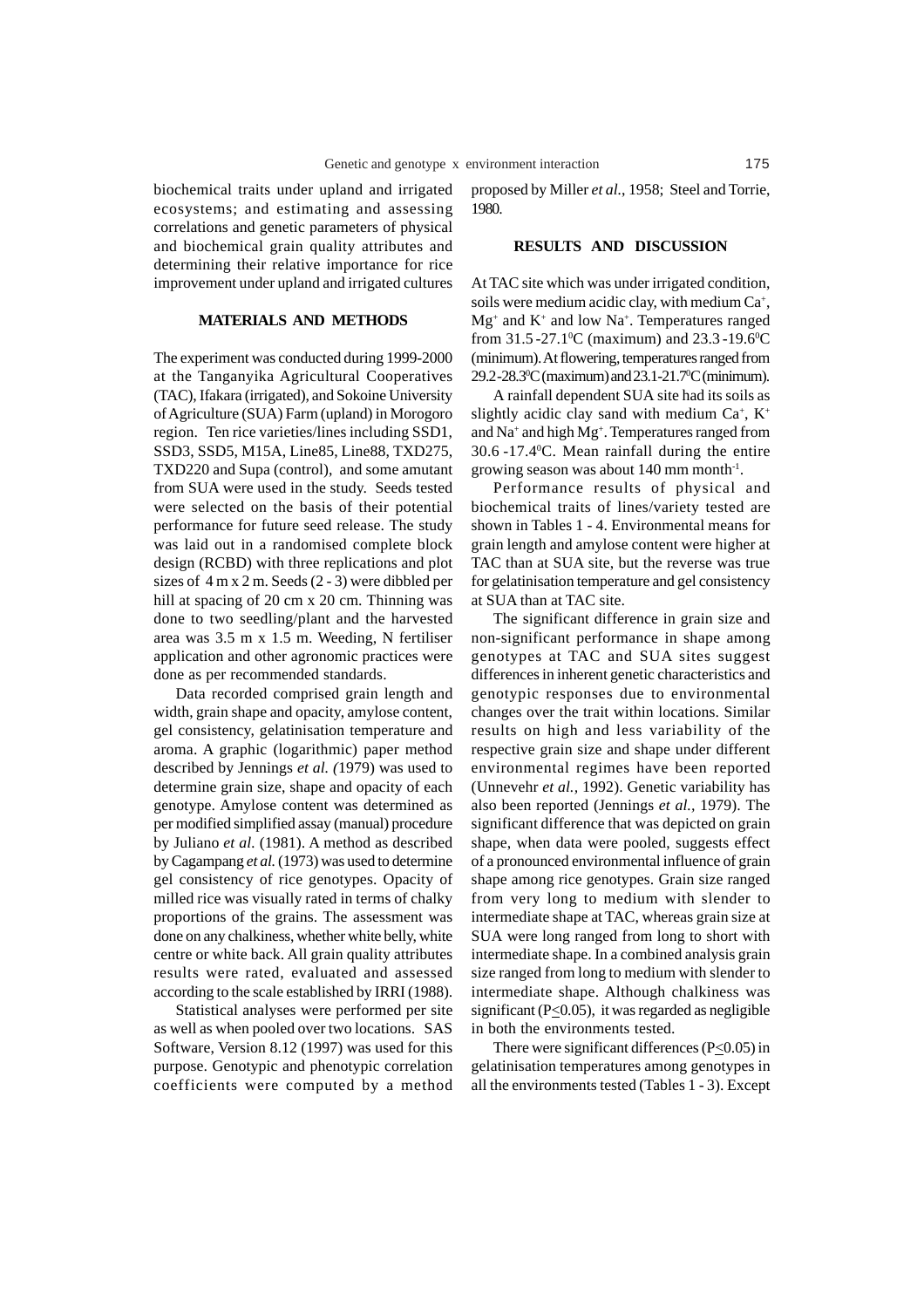biochemical traits under upland and irrigated ecosystems; and estimating and assessing correlations and genetic parameters of physical and biochemical grain quality attributes and determining their relative importance for rice improvement under upland and irrigated cultures

## MATERIALS AND METHODS

The experiment was conducted during 1999-2000 at the Tanganyika Agricultural Cooperatives (TAC), Ifakara (irrigated), and Sokoine University of Agriculture (SUA) Farm (upland) in Morogoro region. Ten rice varieties/lines including SSD1, SSD3, SSD5, M15A, Line85, Line88, TXD275, TXD220 and Supa (control), and some amutant from SUA were used in the study. Seeds tested were selected on the basis of their potential performance for future seed release. The study was laid out in a randomised complete block design (RCBD) with three replications and plot sizes of 4 m x 2 m. Seeds (2 - 3) were dibbled per hill at spacing of 20 cm x 20 cm. Thinning was done to two seedling/plant and the harvested area was 3.5 m x 1.5 m. Weeding, N fertiliser application and other agronomic practices were done as per recommended standards.

Data recorded comprised grain length and width, grain shape and opacity, amylose content, gel consistency, gelatinisation temperature and aroma. A graphic (logarithmic) paper method described by Jennings *et al. (*1979) was used to determine grain size, shape and opacity of each genotype. Amylose content was determined as per modified simplified assay (manual) procedure by Juliano *et al.* (1981). A method as described by Cagampang *et al.* (1973) was used to determine gel consistency of rice genotypes. Opacity of milled rice was visually rated in terms of chalky proportions of the grains. The assessment was done on any chalkiness, whether white belly, white centre or white back. All grain quality attributes results were rated, evaluated and assessed according to the scale established by IRRI (1988).

Statistical analyses were performed per site as well as when pooled over two locations. SAS Software, Version 8.12 (1997) was used for this purpose. Genotypic and phenotypic correlation coefficients were computed by a method proposed by Miller *et al.*, 1958; Steel and Torrie, 1980.

## RESULTS AND DISCUSSION

At TAC site which was under irrigated condition, soils were medium acidic clay, with medium $Ca^{+}$, $Mg^{+}$ and $K^{+}$ and low $Na^{+}$. Temperatures ranged from 31.5 -27.1$^{0}$C (maximum) and 23.3 -19.6$^{0}$C (minimum). At flowering, temperatures ranged from 29.2-28.3$^{0}$C (maximum) and 23.1-21.7$^{0}$C (minimum).

A rainfall dependent SUA site had its soils as slightly acidic clay sand with medium $Ca^{+}$, $K^{+}$ and $Na^{+}$ and high $Mg^{+}$. Temperatures ranged from 30.6 -17.4$^{0}$C. Mean rainfall during the entire growing season was about 140 mm month$^{-1}$.

Performance results of physical and biochemical traits of lines/variety tested are shown in Tables 1 - 4. Environmental means for grain length and amylose content were higher at TAC than at SUA site, but the reverse was true for gelatinisation temperature and gel consistency at SUA than at TAC site.

The significant difference in grain size and non-significant performance in shape among genotypes at TAC and SUA sites suggest differences in inherent genetic characteristics and genotypic responses due to environmental changes over the trait within locations. Similar results on high and less variability of the respective grain size and shape under different environmental regimes have been reported (Unnevehr *et al.,* 1992). Genetic variability has also been reported (Jennings *et al.,* 1979). The significant difference that was depicted on grain shape, when data were pooled, suggests effect of a pronounced environmental influence of grain shape among rice genotypes. Grain size ranged from very long to medium with slender to intermediate shape at TAC, whereas grain size at SUA were long ranged from long to short with intermediate shape. In a combined analysis grain size ranged from long to medium with slender to intermediate shape. Although chalkiness was significant ($P \leq 0.05$), it was regarded as negligible in both the environments tested.

There were significant differences ($P \leq 0.05$) in gelatinisation temperatures among genotypes in all the environments tested (Tables 1 - 3). Except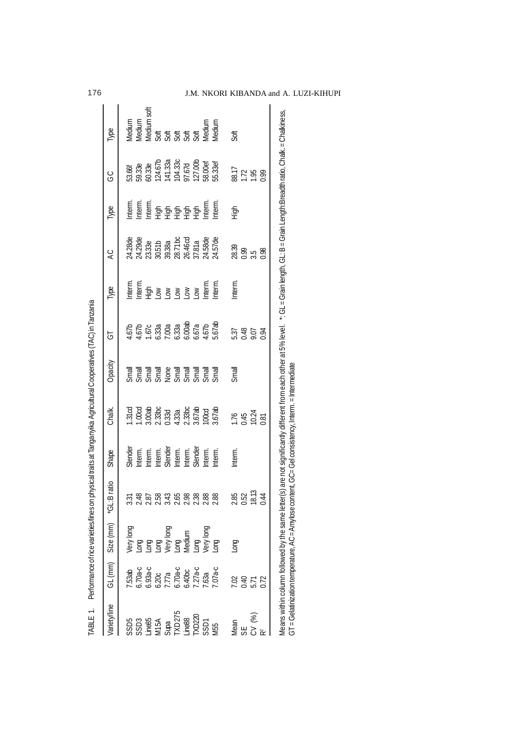TABLE 1. Performance of rice varieties/lines on physical traits at Tanganyika Agricultural Cooperatives (TAC) in Tanzania

| Variety/line | GL (mm) | Size (mm) | *GL:B ratio | Shape | Chalk. | Opacity | GT | Type | AC | Type | GC | Type |
|---|---|---|---|---|---|---|---|---|---|---|---|---|
| SSD5 | 7.53ab | Very long | 3.31 | Slender | 1.31cd | Small | 4.67b | Interm. | 24.28de | Interm. | 53.66f | Medium |
| SSD3 | 6.70a-c | Long | 2.48 | Interm. | 1.00cd | Small | 4.67b | Interm. | 24.29de | Interm. | 59.33e | Medium |
| Line85 | 6.93a-c | Long | 2.87 | Interm. | 3.00ab | Small | 1.67c | High | 23.33e | Interm. | 60.33e | Medium soft |
| M15A | 6.20c | Long | 2.58 | Interm. | 2.33bc | Small | 6.33a | Low | 30.51b | High | 124.67b | Soft |
| Supa | 7.77a | Very long | 3.43 | Slender | 0.33d | None | 7.00a | Low | 39.38a | High | 141.33a | Soft |
| TXD275 | 6.70a-c | Long | 2.65 | Interm. | 4.33a | Small | 6.33a | Low | 28.71bc | High | 104.33c | Soft |
| Line88 | 6.40bc | Medium | 2.98 | Interm. | 2.33bc | Small | 6.00ab | Low | 26.46cd | High | 97.67d | Soft |
| TXD220 | 7.27a-c | Long | 2.38 | Slender | 3.67ab | Small | 6.67a | Low | 37.81a | High | 127.00b | Soft |
| SSD1 | 7.63a | Very long | 2.88 | Interm. | 100cd | Small | 4.67b | Interm. | 24.58de | Interm. | 58.00ef | Medium |
| M55 | 7.07a-c | Long | 2.88 | Interm. | 3.67ab | Small | 5.67ab | Interm. | 24.57de | Interm. | 55.33ef | Medium |
| Mean | 7.02 | Long | 2.85 | Interm. | 1.76 | Small | 5.37 | Interm. | 28.39 | High | 88.17 | Soft |
| SE | 0.40 | | 0.52 | | 0.45 | | 0.48 | | 0.99 | | 1.72 | |
| CV (%) | 5.71 | | 18.13 | | 10.24 | | 9.07 | | 3.5 | | 1.95 | |
| $R^2$ | 0.72 | | 0.44 | | 0.81 | | 0.94 | | 0.98 | | 0.99 | |

Means within column followed by the same letter(s) are not significantly different from each other at 5% level. *: GL = Grain length, GL: B = Grain Length:Breadth ratio, Chalk. = Chalkiness, GT = Gelatinization temperature, AC = Amylose content, GC= Gel consistency, Interm. = Intermediate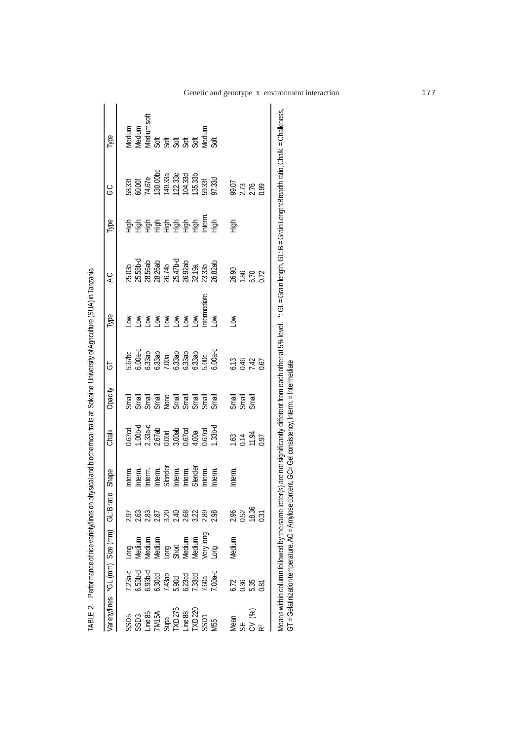TABLE 2. Performance of rice variety/lines on physical and biochemical traits at Sokoine University of Agriculture (SUA) in Tanzania

| Variety/lines | *GL (mm) | Size (mm) | GL:B ratio | Shape | Chalk | Opacity | GT | Type | A C | Type | G C | Type |
|---|---|---|---|---|---|---|---|---|---|---|---|---|
| SSD5 | 7.23a-c | Long | 2.97 | Interm. | 0.67cd | Small | 5.67bc | Low | 25.03b | High | 58.33f | Medium |
| SSD3 | 6.53b-d | Medium | 2.63 | Interm. | 1.00b-d | Small | 6.00a-c | Low | 25.58b-d | High | 60.00f | Medium |
| Line 85 | 6.93b-d | Medium | 2.83 | Interm. | 2.33a-c | Small | 6.33ab | Low | 28.56ab | High | 74.67e | Medium soft |
| 7M15A | 6.30cd | Medium | 2.87 | Interm. | 2.67ab | Small | 6.33ab | Low | 28.26ab | High | 130.00bc | Soft |
| Supa | 7.43ab | Long | 3.20 | Slender | 0.00d | None | 7.00a | Low | 26.74b | High | 149.33a | Soft |
| TXD275 | 5.90d | Short | 2.40 | Interm. | 3.00ab | Small | 6.33ab | Low | 25.47b-d | High | 122.33c | Soft |
| Line 88 | 6.23cd | Medium | 2.68 | Interm. | 0.67cd | Small | 6.33ab | Low | 26.92ab | High | 104.33d | Soft |
| TXD 220 | 7.33cd | Medium | 3.22 | Slender | 4.00a | Small | 6.33ab | Low | 32.19a | High | 135.33b | Soft |
| SSD1 | 7.60a | Very long | 2.89 | Interm. | 0.67cd | Small | 5.00c | Intermediate | 23.33b | Interm. | 59.33f | Medium |
| M55 | 7.00a-c | Long | 2.98 | Interm. | 1.33b-d | Small | 6.00a-c | Low | 26.82ab | High | 97.33d | Soft |
| Mean | 6.72 | Medium | 2.96 | Interm. | 1.63 | Small | 6.13 | Low | 26.90 | High | 99.07 | |
| SE | 0.36 | | 0.52 | | 0.14 | Small | 0.46 | | 1.86 | | 2.73 | |
| CV (%) | 5.35 | | 18.36 | | 11.94 | Small | 7.42 | | 6.70 | | 2.76 | |
| $R^2$ | 0.81 | | 0.31 | | 0.97 | | 0.67 | | 0.72 | | 0.99 | |

Means within column followed by the same letter(s) are not significantly different from each other at 5% level. *: GL = Grain length, GL: B = Grain Length:Breadth ratio, Chalk. = Chalkiness, GT = Gelatinization temperature, AC = Amylose content, GC= Gel consistency, Interm. = Intermediate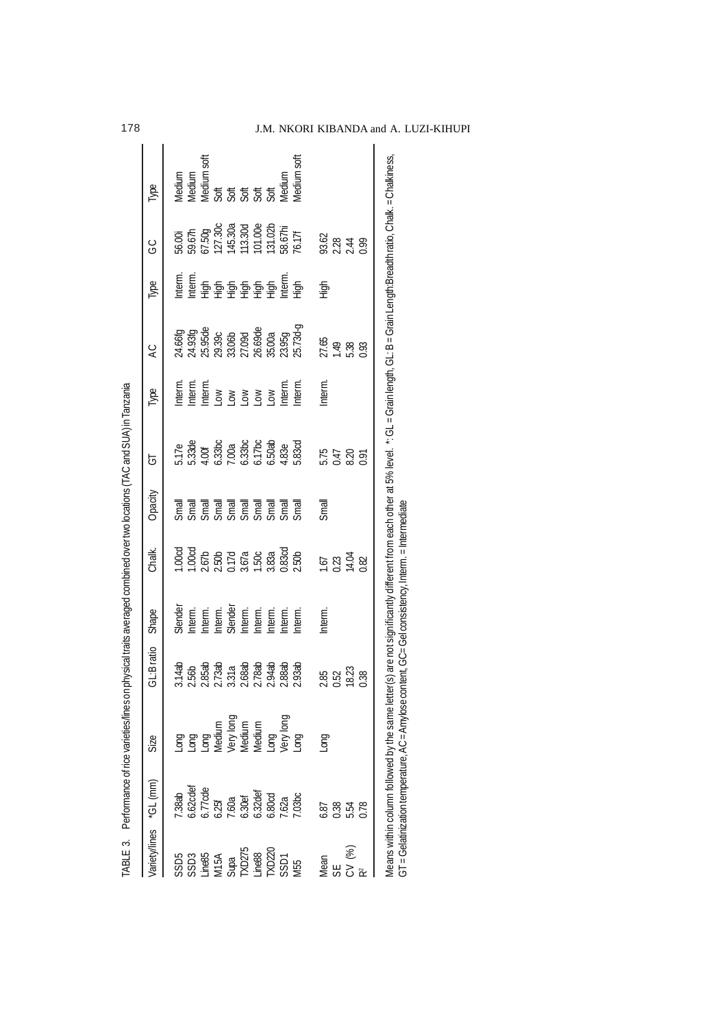TABLE 3. Performance of rice varieties/lines on physical traits averaged combined over two locations (TAC and SUA) in Tanzania

| Variety/lines | *GL (mm) | Size | GL:B ratio | Shape | Chalk. | Opacity | GT | Type | AC | Type | GC | Type |
|---|---|---|---|---|---|---|---|---|---|---|---|---|
| SSD5 | 7.38ab | Long | 3.14ab | Slender | 1.00cd | Small | 5.17e | Interm. | 24.66fg | Interm. | 56.00i | Medium |
| SSD3 | 6.62cdef | Long | 2.56b | Interm. | 1.00cd | Small | 5.33de | Interm. | 24.93fg | Interm. | 59.67h | Medium |
| Line85 | 6.77cde | Long | 2.85ab | Interm. | 2.67b | Small | 4.00f | Interm. | 25.95de | High | 67.50g | Medium soft |
| M15A | 6.25f | Medium | 2.73ab | Interm. | 2.50b | Small | 6.33bc | Low | 29.39c | High | 127.30c | Soft |
| Supa | 7.60a | Very long | 3.31a | Slender | 0.17d | Small | 7.00a | Low | 33.06b | High | 145.30a | Soft |
| TXD275 | 6.30ef | Medium | 2.68ab | Interm. | 3.67a | Small | 6.33bc | Low | 27.09d | High | 113.30d | Soft |
| Line88 | 6.32def | Medium | 2.78ab | Interm. | 1.50c | Small | 6.17bc | Low | 26.69de | High | 101.00e | Soft |
| TXD220 | 6.80cd | Long | 2.94ab | Interm. | 3.83a | Small | 6.50ab | Low | 35.00a | High | 131.02b | Soft |
| SSD1 | 7.62a | Very long | 2.88ab | Interm. | 0.83cd | Small | 4.83e | Interm. | 23.95g | Interm. | 58.67hi | Medium |
| M55 | 7.03bc | Long | 2.93ab | Interm. | 2.50b | Small | 5.83cd | Interm. | 25.73d-g | High | 76.17f | Medium soft |
| Mean | 6.87 | Long | 2.85 | Interm. | 1.67 | Small | 5.75 | Interm. | 27.65 | High | 93.62 | |
| SE | 0.38 | | 0.52 | | 0.23 | | 0.47 | | 1.49 | | 2.28 | |
| CV (%) | 5.54 | | 18.23 | | 14.04 | | 8.20 | | 5.38 | | 2.44 | |
| $R^2$ | 0.78 | | 0.38 | | 0.82 | | 0.91 | | 0.93 | | 0.99 | |

Means within column followed by the same letter(s) are not significantly different from each other at 5% level. *: GL = Grain length, GL: B = Grain Length:Breadth ratio, Chalk. = Chalkiness, GT = Gelatinization temperature, AC = Amylose content, GC= Gel consistency, Interm. = Intermediate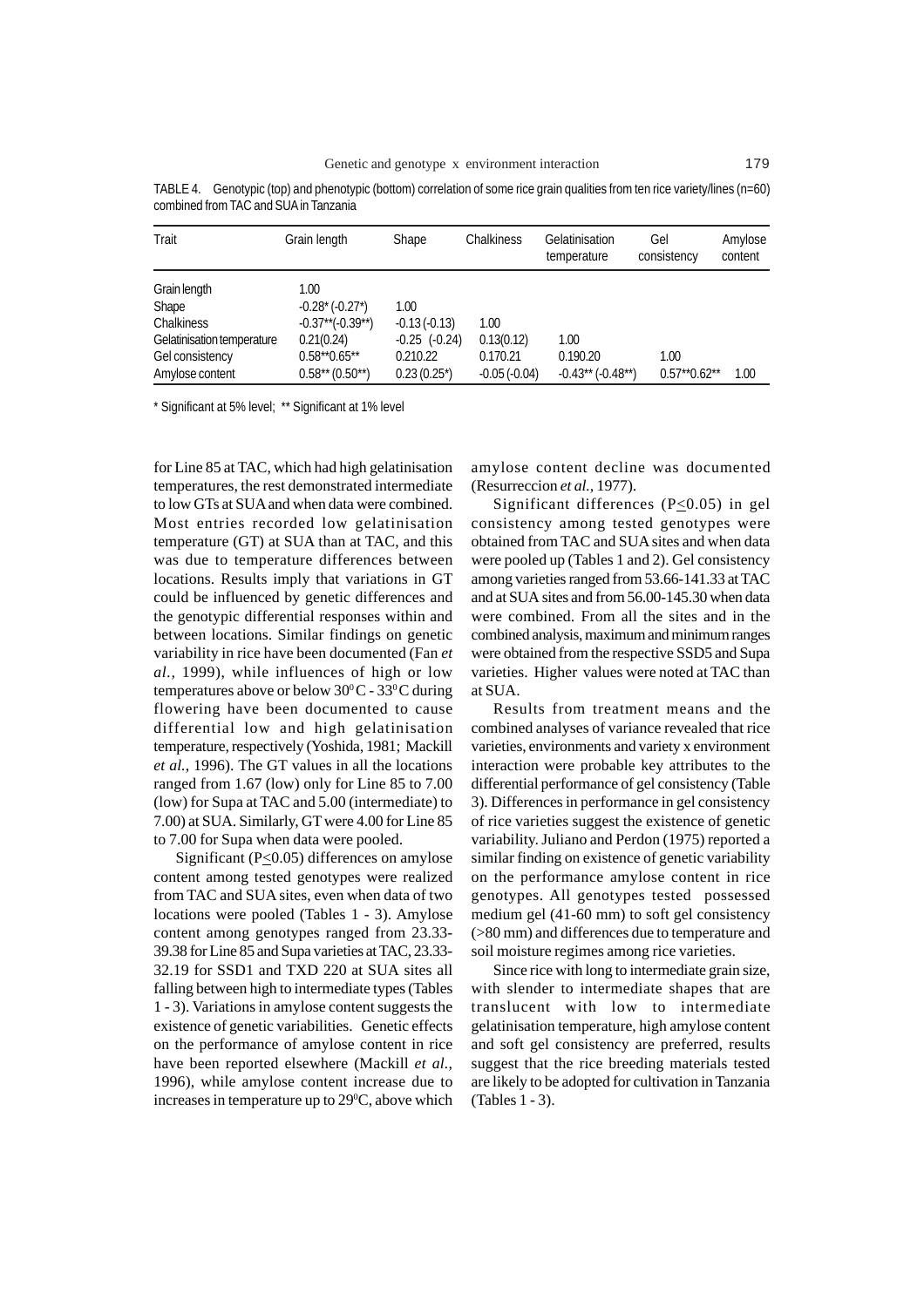TABLE 4. Genotypic (top) and phenotypic (bottom) correlation of some rice grain qualities from ten rice variety/lines (n=60) combined from TAC and SUA in Tanzania

| Trait | Grain length | Shape | Chalkiness | Gelatinisation temperature | Gel consistency | Amylose content |
|---|---|---|---|---|---|---|
| Grain length | 1.00 | | | | | |
| Shape | -0.28* (-0.27*) | 1.00 | | | | |
| Chalkiness | -0.37**(-0.39**) | -0.13 (-0.13) | 1.00 | | | |
| Gelatinisation temperature | 0.21(0.24) | -0.25 (-0.24) | 0.13(0.12) | 1.00 | | |
| Gel consistency | 0.58**0.65** | 0.210.22 | 0.170.21 | 0.190.20 | 1.00 | |
| Amylose content | 0.58** (0.50**) | 0.23 (0.25*) | -0.05 (-0.04) | -0.43** (-0.48**) | 0.57**0.62** | 1.00 |

\* Significant at 5% level; ** Significant at 1% level

for Line 85 at TAC, which had high gelatinisation temperatures, the rest demonstrated intermediate to low GTs at SUA and when data were combined. Most entries recorded low gelatinisation temperature (GT) at SUA than at TAC, and this was due to temperature differences between locations. Results imply that variations in GT could be influenced by genetic differences and the genotypic differential responses within and between locations. Similar findings on genetic variability in rice have been documented (Fan *et al.,* 1999), while influences of high or low temperatures above or below $30^0$C - $33^0$C during flowering have been documented to cause differential low and high gelatinisation temperature, respectively (Yoshida, 1981; Mackill *et al.,* 1996). The GT values in all the locations ranged from 1.67 (low) only for Line 85 to 7.00 (low) for Supa at TAC and 5.00 (intermediate) to 7.00) at SUA. Similarly, GT were 4.00 for Line 85 to 7.00 for Supa when data were pooled.

Significant ($P \leq 0.05$) differences on amylose content among tested genotypes were realized from TAC and SUA sites, even when data of two locations were pooled (Tables 1 - 3). Amylose content among genotypes ranged from 23.33-39.38 for Line 85 and Supa varieties at TAC, 23.33-32.19 for SSD1 and TXD 220 at SUA sites all falling between high to intermediate types (Tables 1 - 3). Variations in amylose content suggests the existence of genetic variabilities. Genetic effects on the performance of amylose content in rice have been reported elsewhere (Mackill *et al.,* 1996), while amylose content increase due to increases in temperature up to $29^0$C, above which amylose content decline was documented (Resurreccion *et al.,* 1977).

Significant differences ($P \leq 0.05$) in gel consistency among tested genotypes were obtained from TAC and SUA sites and when data were pooled up (Tables 1 and 2). Gel consistency among varieties ranged from 53.66-141.33 at TAC and at SUA sites and from 56.00-145.30 when data were combined. From all the sites and in the combined analysis, maximum and minimum ranges were obtained from the respective SSD5 and Supa varieties. Higher values were noted at TAC than at SUA.

Results from treatment means and the combined analyses of variance revealed that rice varieties, environments and variety x environment interaction were probable key attributes to the differential performance of gel consistency (Table 3). Differences in performance in gel consistency of rice varieties suggest the existence of genetic variability. Juliano and Perdon (1975) reported a similar finding on existence of genetic variability on the performance amylose content in rice genotypes. All genotypes tested possessed medium gel (41-60 mm) to soft gel consistency (>80 mm) and differences due to temperature and soil moisture regimes among rice varieties.

Since rice with long to intermediate grain size, with slender to intermediate shapes that are translucent with low to intermediate gelatinisation temperature, high amylose content and soft gel consistency are preferred, results suggest that the rice breeding materials tested are likely to be adopted for cultivation in Tanzania (Tables 1 - 3).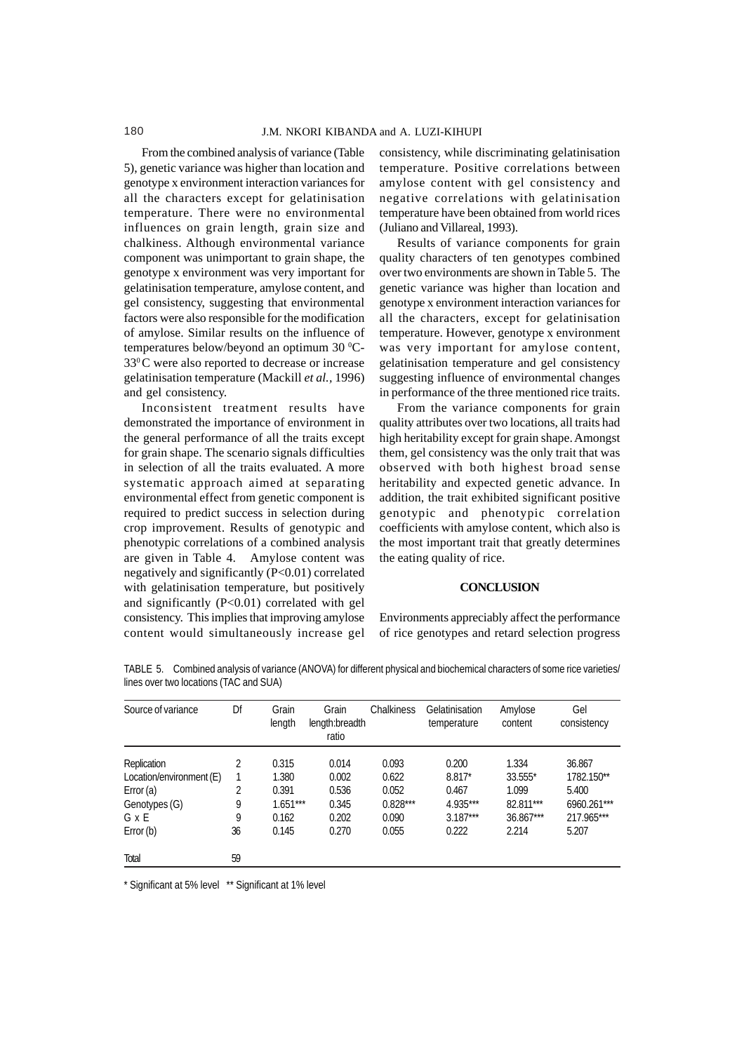From the combined analysis of variance (Table 5), genetic variance was higher than location and genotype x environment interaction variances for all the characters except for gelatinisation temperature. There were no environmental influences on grain length, grain size and chalkiness. Although environmental variance component was unimportant to grain shape, the genotype x environment was very important for gelatinisation temperature, amylose content, and gel consistency, suggesting that environmental factors were also responsible for the modification of amylose. Similar results on the influence of temperatures below/beyond an optimum 30 $^0$C-33$^0$C were also reported to decrease or increase gelatinisation temperature (Mackill *et al.*, 1996) and gel consistency.

Inconsistent treatment results have demonstrated the importance of environment in the general performance of all the traits except for grain shape. The scenario signals difficulties in selection of all the traits evaluated. A more systematic approach aimed at separating environmental effect from genetic component is required to predict success in selection during crop improvement. Results of genotypic and phenotypic correlations of a combined analysis are given in Table 4. Amylose content was negatively and significantly ($P<0.01$) correlated with gelatinisation temperature, but positively and significantly ($P<0.01$) correlated with gel consistency. This implies that improving amylose content would simultaneously increase gel consistency, while discriminating gelatinisation temperature. Positive correlations between amylose content with gel consistency and negative correlations with gelatinisation temperature have been obtained from world rices (Juliano and Villareal, 1993).

Results of variance components for grain quality characters of ten genotypes combined over two environments are shown in Table 5. The genetic variance was higher than location and genotype x environment interaction variances for all the characters, except for gelatinisation temperature. However, genotype x environment was very important for amylose content, gelatinisation temperature and gel consistency suggesting influence of environmental changes in performance of the three mentioned rice traits.

From the variance components for grain quality attributes over two locations, all traits had high heritability except for grain shape. Amongst them, gel consistency was the only trait that was observed with both highest broad sense heritability and expected genetic advance. In addition, the trait exhibited significant positive genotypic and phenotypic correlation coefficients with amylose content, which also is the most important trait that greatly determines the eating quality of rice.

## CONCLUSION

Environments appreciably affect the performance of rice genotypes and retard selection progress

TABLE 5. Combined analysis of variance (ANOVA) for different physical and biochemical characters of some rice varieties/lines over two locations (TAC and SUA)

| Source of variance | Df | Grain length | Grain length:breadth ratio | Chalkiness | Gelatinisation temperature | Amylose content | Gel consistency |
|---|---|---|---|---|---|---|---|
| Replication | 2 | 0.315 | 0.014 | 0.093 | 0.200 | 1.334 | 36.867 |
| Location/environment (E) | 1 | 1.380 | 0.002 | 0.622 | 8.817* | 33.555* | 1782.150** |
| Error (a) | 2 | 0.391 | 0.536 | 0.052 | 0.467 | 1.099 | 5.400 |
| Genotypes (G) | 9 | 1.651*** | 0.345 | 0.828*** | 4.935*** | 82.811*** | 6960.261*** |
| G x E | 9 | 0.162 | 0.202 | 0.090 | 3.187*** | 36.867*** | 217.965*** |
| Error (b) | 36 | 0.145 | 0.270 | 0.055 | 0.222 | 2.214 | 5.207 |
| Total | 59 | | | | | | |

\* Significant at 5% level ** Significant at 1% level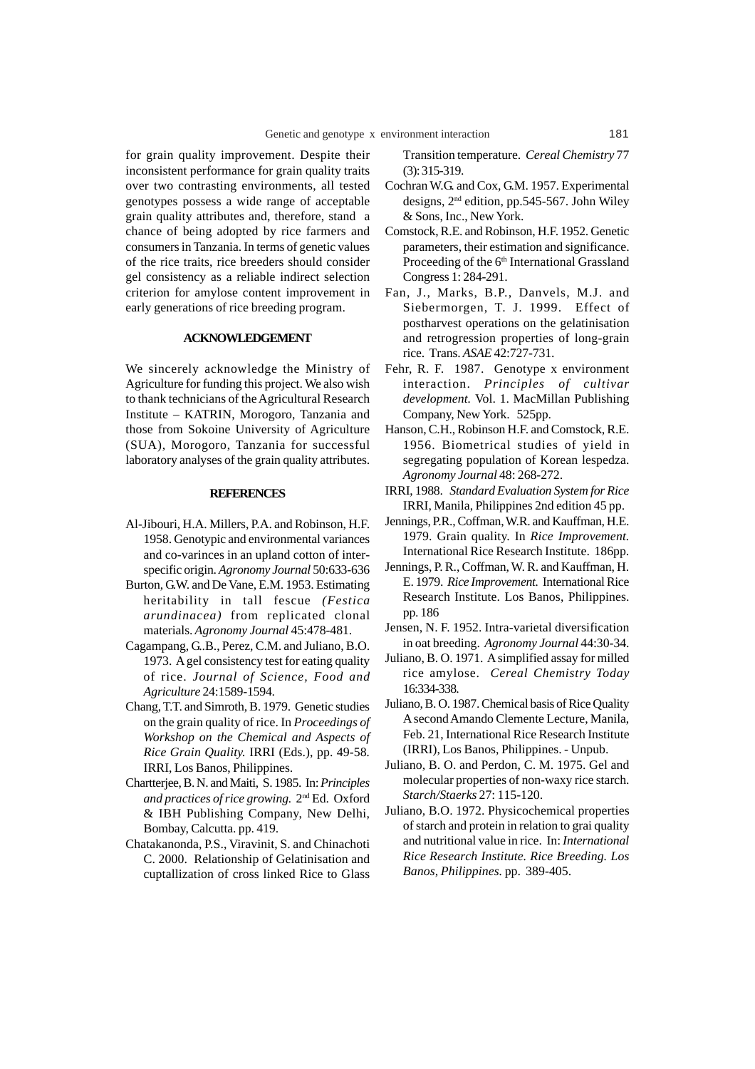for grain quality improvement. Despite their inconsistent performance for grain quality traits over two contrasting environments, all tested genotypes possess a wide range of acceptable grain quality attributes and, therefore, stand a chance of being adopted by rice farmers and consumers in Tanzania. In terms of genetic values of the rice traits, rice breeders should consider gel consistency as a reliable indirect selection criterion for amylose content improvement in early generations of rice breeding program.

## ACKNOWLEDGEMENT

We sincerely acknowledge the Ministry of Agriculture for funding this project. We also wish to thank technicians of the Agricultural Research Institute – KATRIN, Morogoro, Tanzania and those from Sokoine University of Agriculture (SUA), Morogoro, Tanzania for successful laboratory analyses of the grain quality attributes.

## REFERENCES

Al-Jibouri, H.A. Millers, P.A. and Robinson, H.F. 1958. Genotypic and environmental variances and co-varinces in an upland cotton of inter-specific origin. *Agronomy Journal* 50:633-636

Burton, G.W. and De Vane, E.M. 1953. Estimating heritability in tall fescue *(Festica arundinacea)* from replicated clonal materials. *Agronomy Journal* 45:478-481.

Cagampang, G..B., Perez, C.M. and Juliano, B.O. 1973. A gel consistency test for eating quality of rice. *Journal of Science, Food and Agriculture* 24:1589-1594.

Chang, T.T. and Simroth, B. 1979. Genetic studies on the grain quality of rice. In *Proceedings of Workshop on the Chemical and Aspects of Rice Grain Quality.* IRRI (Eds.), pp. 49-58. IRRI, Los Banos, Philippines.

Chartterjee, B. N. and Maiti, S. 1985. In: *Principles and practices of rice growing.* 2nd Ed. Oxford & IBH Publishing Company, New Delhi, Bombay, Calcutta. pp. 419.

Chatakanonda, P.S., Viravinit, S. and Chinachoti C. 2000. Relationship of Gelatinisation and cuptallization of cross linked Rice to Glass Transition temperature. *Cereal Chemistry* 77 (3): 315-319.

Cochran W.G. and Cox, G.M. 1957. Experimental designs, 2nd edition, pp.545-567. John Wiley & Sons, Inc., New York.

Comstock, R.E. and Robinson, H.F. 1952. Genetic parameters, their estimation and significance. Proceeding of the 6th International Grassland Congress 1: 284-291.

Fan, J., Marks, B.P., Danvels, M.J. and Siebermorgen, T. J. 1999. Effect of postharvest operations on the gelatinisation and retrogression properties of long-grain rice. Trans. *ASAE* 42:727-731.

Fehr, R. F. 1987. Genotype x environment interaction. *Principles of cultivar development.* Vol. 1. MacMillan Publishing Company, New York. 525pp.

Hanson, C.H., Robinson H.F. and Comstock, R.E. 1956. Biometrical studies of yield in segregating population of Korean lespedza. *Agronomy Journal* 48: 268-272.

IRRI, 1988. *Standard Evaluation System for Rice* IRRI, Manila, Philippines 2nd edition 45 pp.

Jennings, P.R., Coffman, W.R. and Kauffman, H.E. 1979. Grain quality. In *Rice Improvement.* International Rice Research Institute. 186pp.

Jennings, P. R., Coffman, W. R. and Kauffman, H. E. 1979. *Rice Improvement.* International Rice Research Institute. Los Banos, Philippines. pp. 186

Jensen, N. F. 1952. Intra-varietal diversification in oat breeding. *Agronomy Journal* 44:30-34.

Juliano, B. O. 1971. A simplified assay for milled rice amylose. *Cereal Chemistry Today* 16:334-338.

Juliano, B. O. 1987. Chemical basis of Rice Quality A second Amando Clemente Lecture, Manila, Feb. 21, International Rice Research Institute (IRRI), Los Banos, Philippines. - Unpub.

Juliano, B. O. and Perdon, C. M. 1975. Gel and molecular properties of non-waxy rice starch. *Starch/Staerks* 27: 115-120.

Juliano, B.O. 1972. Physicochemical properties of starch and protein in relation to grai quality and nutritional value in rice. In: *International Rice Research Institute. Rice Breeding. Los Banos, Philippines.* pp. 389-405.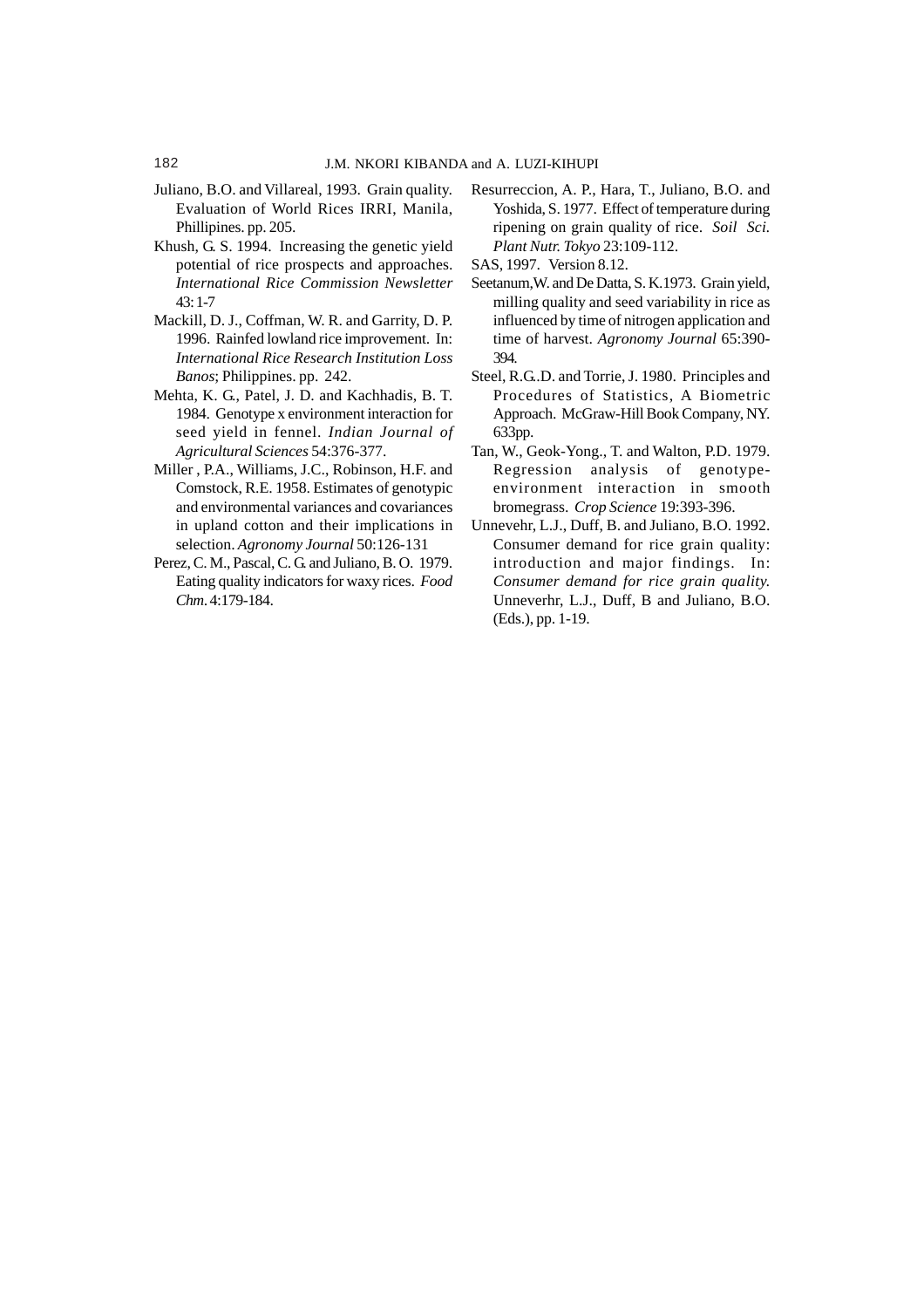Juliano, B.O. and Villareal, 1993. Grain quality. Evaluation of World Rices IRRI, Manila, Phillipines. pp. 205.

Khush, G. S. 1994. Increasing the genetic yield potential of rice prospects and approaches. *International Rice Commission Newsletter* 43: 1-7

Mackill, D. J., Coffman, W. R. and Garrity, D. P. 1996. Rainfed lowland rice improvement. In: *International Rice Research Institution Loss Banos*; Philippines. pp. 242.

Mehta, K. G., Patel, J. D. and Kachhadis, B. T. 1984. Genotype x environment interaction for seed yield in fennel. *Indian Journal of Agricultural Sciences* 54:376-377.

Miller , P.A., Williams, J.C., Robinson, H.F. and Comstock, R.E. 1958. Estimates of genotypic and environmental variances and covariances in upland cotton and their implications in selection. *Agronomy Journal* 50:126-131

Perez, C. M., Pascal, C. G. and Juliano, B. O. 1979. Eating quality indicators for waxy rices. *Food Chm.* 4:179-184.

Resurreccion, A. P., Hara, T., Juliano, B.O. and Yoshida, S. 1977. Effect of temperature during ripening on grain quality of rice. *Soil Sci. Plant Nutr. Tokyo* 23:109-112.

SAS, 1997. Version 8.12.

Seetanum,W. and De Datta, S. K.1973. Grain yield, milling quality and seed variability in rice as influenced by time of nitrogen application and time of harvest. *Agronomy Journal* 65:390-394.

Steel, R.G..D. and Torrie, J. 1980. Principles and Procedures of Statistics, A Biometric Approach. McGraw-Hill Book Company, NY. 633pp.

Tan, W., Geok-Yong., T. and Walton, P.D. 1979. Regression analysis of genotype-environment interaction in smooth bromegrass. *Crop Science* 19:393-396.

Unnevehr, L.J., Duff, B. and Juliano, B.O. 1992. Consumer demand for rice grain quality: introduction and major findings. In: *Consumer demand for rice grain quality.* Unneverhr, L.J., Duff, B and Juliano, B.O. (Eds.), pp. 1-19.